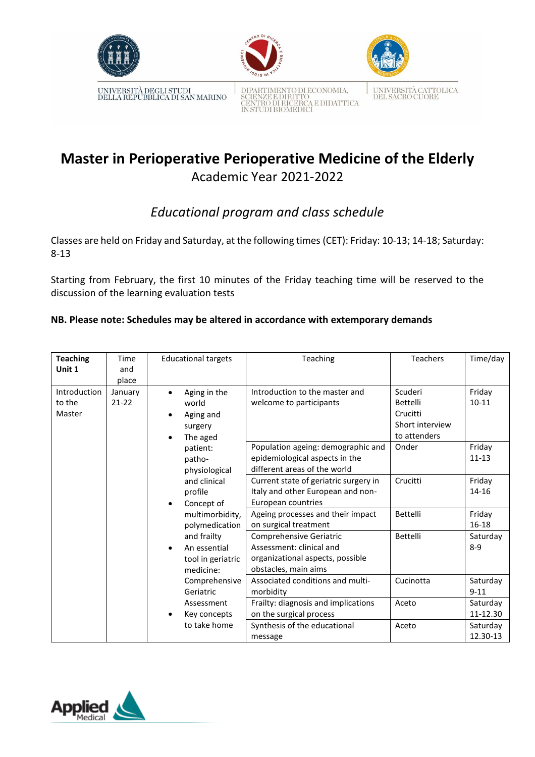UNIVERSITÀ DEGLI STUDI DELLA REPUBBLICA DI SAN MARINO

DIPARTIMENTO DI ECONOMIA, SCIENZE E DIRITTO
CENTRO DI RICERCA E DIDATTICA IN STUDI BIOMEDICI

UNIVERSITÀ CATTOLICA DEL SACRO CUORE

# Master in Perioperative Perioperative Medicine of the Elderly

Academic Year 2021-2022

## *Educational program and class schedule*

Classes are held on Friday and Saturday, at the following times (CET): Friday: 10-13; 14-18; Saturday: 8-13

Starting from February, the first 10 minutes of the Friday teaching time will be reserved to the discussion of the learning evaluation tests

**NB. Please note: Schedules may be altered in accordance with extemporary demands**

| **Teaching Unit 1** | Time and place | Educational targets | Teaching | Teachers | Time/day |
|---|---|---|---|---|---|
| Introduction to the Master | January 21-22 | • Aging in the world<br>• Aging and surgery<br>• The aged patient: patho-physiological and clinical profile<br>• Concept of multimorbidity, polymedication and frailty<br>• An essential tool in geriatric medicine: Comprehensive Geriatric Assessment<br>• Key concepts to take home | Introduction to the master and welcome to participants | Scuderi<br>Bettelli<br>Crucitti<br>Short interview to attenders | Friday 10-11 |
| | | | Population ageing: demographic and epidemiological aspects in the different areas of the world | Onder | Friday 11-13 |
| | | | Current state of geriatric surgery in Italy and other European and non-European countries | Crucitti | Friday 14-16 |
| | | | Ageing processes and their impact on surgical treatment | Bettelli | Friday 16-18 |
| | | | Comprehensive Geriatric Assessment: clinical and organizational aspects, possible obstacles, main aims | Bettelli | Saturday 8-9 |
| | | | Associated conditions and multi-morbidity | Cucinotta | Saturday 9-11 |
| | | | Frailty: diagnosis and implications on the surgical process | Aceto | Saturday 11-12.30 |
| | | | Synthesis of the educational message | Aceto | Saturday 12.30-13 |

Applied Medical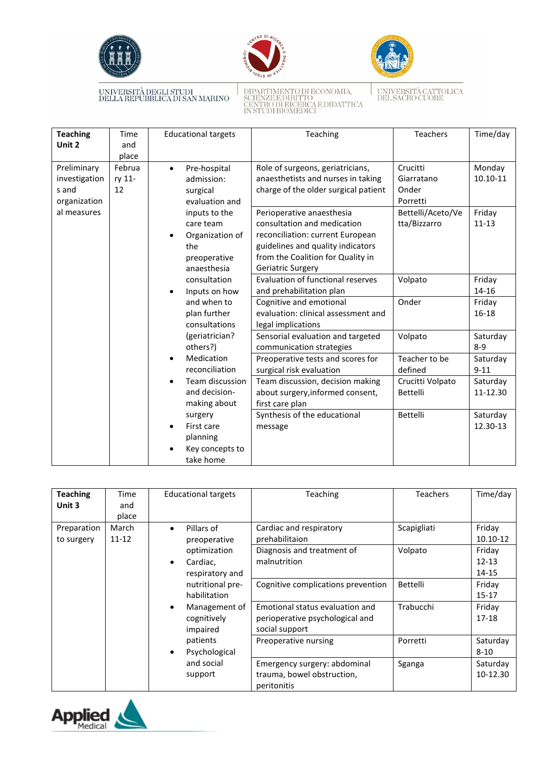UNIVERSITÀ DEGLI STUDI DELLA REPUBBLICA DI SAN MARINO

DIPARTIMENTO DI ECONOMIA, SCIENZE E DIRITTO
CENTRO DI RICERCA E DIDATTICA IN STUDI BIOMEDICI

UNIVERSITÀ CATTOLICA DEL SACRO CUORE

| Teaching Unit 2 | Time and place | Educational targets | Teaching | Teachers | Time/day |
|---|---|---|---|---|---|
| Preliminary investigations and organizational measures | February 11-12 | • Pre-hospital admission: surgical evaluation and inputs to the care team<br>• Organization of the preoperative anaesthesia consultation<br>• Inputs on how and when to plan further consultations (geriatrician? others?)<br>• Medication reconciliation<br>• Team discussion and decision-making about surgery<br>• First care planning<br>• Key concepts to take home | Role of surgeons, geriatricians, anaesthetists and nurses in taking charge of the older surgical patient | Crucitti Giarratano Onder Porretti | Monday 10.10-11 |
| | | | Perioperative anaesthesia consultation and medication reconciliation: current European guidelines and quality indicators from the Coalition for Quality in Geriatric Surgery | Bettelli/Aceto/Vetta/Bizzarro | Friday 11-13 |
| | | | Evaluation of functional reserves and prehabilitation plan | Volpato | Friday 14-16 |
| | | | Cognitive and emotional evaluation: clinical assessment and legal implications | Onder | Friday 16-18 |
| | | | Sensorial evaluation and targeted communication strategies | Volpato | Saturday 8-9 |
| | | | Preoperative tests and scores for surgical risk evaluation | Teacher to be defined | Saturday 9-11 |
| | | | Team discussion, decision making about surgery,informed consent, first care plan | Crucitti Volpato Bettelli | Saturday 11-12.30 |
| | | | Synthesis of the educational message | Bettelli | Saturday 12.30-13 |

| Teaching Unit 3 | Time and place | Educational targets | Teaching | Teachers | Time/day |
|---|---|---|---|---|---|
| Preparation to surgery | March 11-12 | • Pillars of preoperative optimization<br>• Cardiac, respiratory and nutritional pre-habilitation<br>• Management of cognitively impaired patients<br>• Psychological and social support | Cardiac and respiratory prehabilitaion | Scapigliati | Friday 10.10-12 |
| | | | Diagnosis and treatment of malnutrition | Volpato | Friday 12-13 14-15 |
| | | | Cognitive complications prevention | Bettelli | Friday 15-17 |
| | | | Emotional status evaluation and perioperative psychological and social support | Trabucchi | Friday 17-18 |
| | | | Preoperative nursing | Porretti | Saturday 8-10 |
| | | | Emergency surgery: abdominal trauma, bowel obstruction, peritonitis | Sganga | Saturday 10-12.30 |

Applied Medical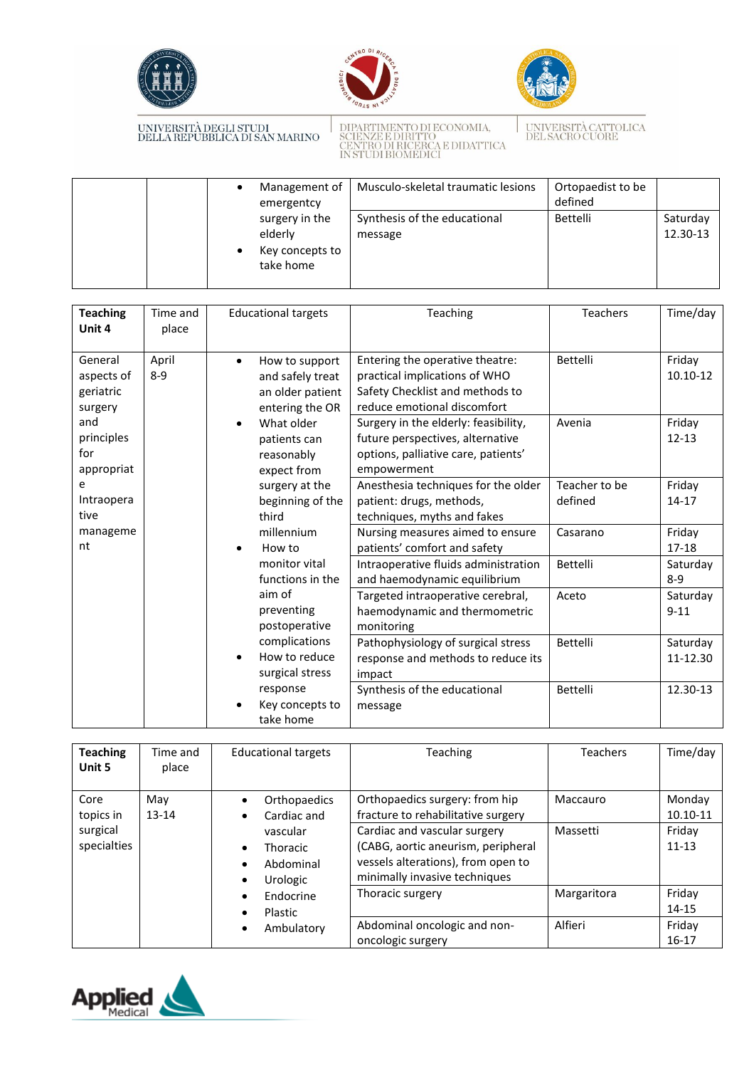| | | | | | |
|---|---|---|---|---|---|
| | | • Management of emergentcy surgery in the elderly<br>• Key concepts to take home | Musculo-skeletal traumatic lesions | Ortopaedist to be defined | |
| | | | Synthesis of the educational message | Bettelli | Saturday 12.30-13 |

| **Teaching Unit 4** | Time and place | Educational targets | Teaching | Teachers | Time/day |
|---|---|---|---|---|---|
| General aspects of geriatric surgery and principles for appropriate Intraoperative management | April 8-9 | • How to support and safely treat an older patient entering the OR<br>• What older patients can reasonably expect from surgery at the beginning of the third millennium<br>• How to monitor vital functions in the aim of preventing postoperative complications<br>• How to reduce surgical stress response<br>• Key concepts to take home | Entering the operative theatre: practical implications of WHO Safety Checklist and methods to reduce emotional discomfort | Bettelli | Friday 10.10-12 |
| | | | Surgery in the elderly: feasibility, future perspectives, alternative options, palliative care, patients' empowerment | Avenia | Friday 12-13 |
| | | | Anesthesia techniques for the older patient: drugs, methods, techniques, myths and fakes | Teacher to be defined | Friday 14-17 |
| | | | Nursing measures aimed to ensure patients' comfort and safety | Casarano | Friday 17-18 |
| | | | Intraoperative fluids administration and haemodynamic equilibrium | Bettelli | Saturday 8-9 |
| | | | Targeted intraoperative cerebral, haemodynamic and thermometric monitoring | Aceto | Saturday 9-11 |
| | | | Pathophysiology of surgical stress response and methods to reduce its impact | Bettelli | Saturday 11-12.30 |
| | | | Synthesis of the educational message | Bettelli | 12.30-13 |

| **Teaching Unit 5** | Time and place | Educational targets | Teaching | Teachers | Time/day |
|---|---|---|---|---|---|
| Core topics in surgical specialties | May 13-14 | • Orthopaedics<br>• Cardiac and vascular<br>• Thoracic<br>• Abdominal<br>• Urologic<br>• Endocrine<br>• Plastic<br>• Ambulatory | Orthopaedics surgery: from hip fracture to rehabilitative surgery | Maccauro | Monday 10.10-11 |
| | | | Cardiac and vascular surgery (CABG, aortic aneurism, peripheral vessels alterations), from open to minimally invasive techniques | Massetti | Friday 11-13 |
| | | | Thoracic surgery | Margaritora | Friday 14-15 |
| | | | Abdominal oncologic and non-oncologic surgery | Alfieri | Friday 16-17 |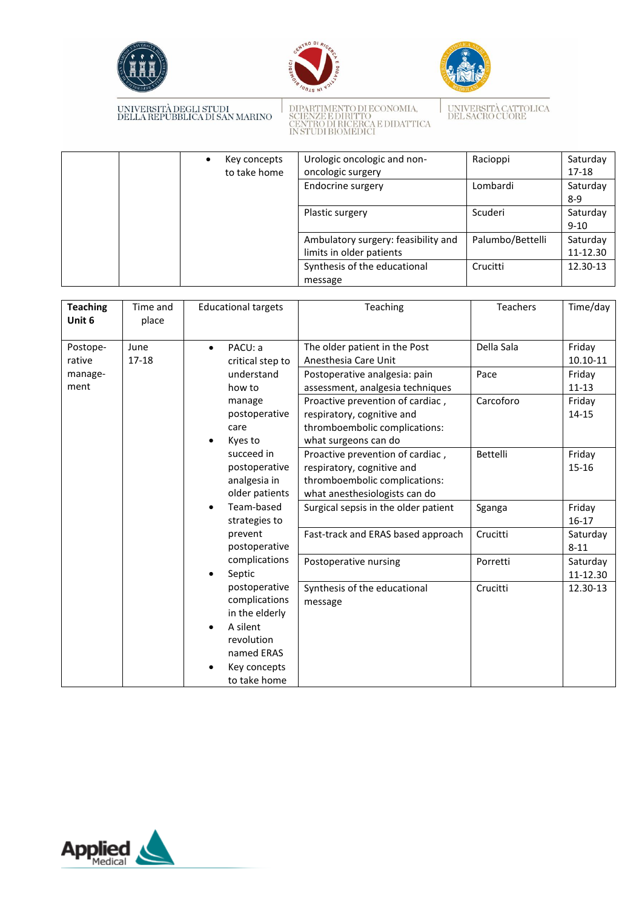| | | | | | |
|---|---|---|---|---|---|
| | | • Key concepts to take home | Urologic oncologic and non-oncologic surgery | Racioppi | Saturday 17-18 |
| | | | Endocrine surgery | Lombardi | Saturday 8-9 |
| | | | Plastic surgery | Scuderi | Saturday 9-10 |
| | | | Ambulatory surgery: feasibility and limits in older patients | Palumbo/Bettelli | Saturday 11-12.30 |
| | | | Synthesis of the educational message | Crucitti | 12.30-13 |

| **Teaching Unit 6** | Time and place | Educational targets | Teaching | Teachers | Time/day |
|---|---|---|---|---|---|
| Postoperative management | June 17-18 | • PACU: a critical step to understand how to manage postoperative care<br>• Kyes to succeed in postoperative analgesia in older patients<br>• Team-based strategies to prevent postoperative complications<br>• Septic postoperative complications in the elderly<br>• A silent revolution named ERAS<br>• Key concepts to take home | The older patient in the Post Anesthesia Care Unit | Della Sala | Friday 10.10-11 |
| | | | Postoperative analgesia: pain assessment, analgesia techniques | Pace | Friday 11-13 |
| | | | Proactive prevention of cardiac , respiratory, cognitive and thromboembolic complications: what surgeons can do | Carcoforo | Friday 14-15 |
| | | | Proactive prevention of cardiac , respiratory, cognitive and thromboembolic complications: what anesthesiologists can do | Bettelli | Friday 15-16 |
| | | | Surgical sepsis in the older patient | Sganga | Friday 16-17 |
| | | | Fast-track and ERAS based approach | Crucitti | Saturday 8-11 |
| | | | Postoperative nursing | Porretti | Saturday 11-12.30 |
| | | | Synthesis of the educational message | Crucitti | 12.30-13 |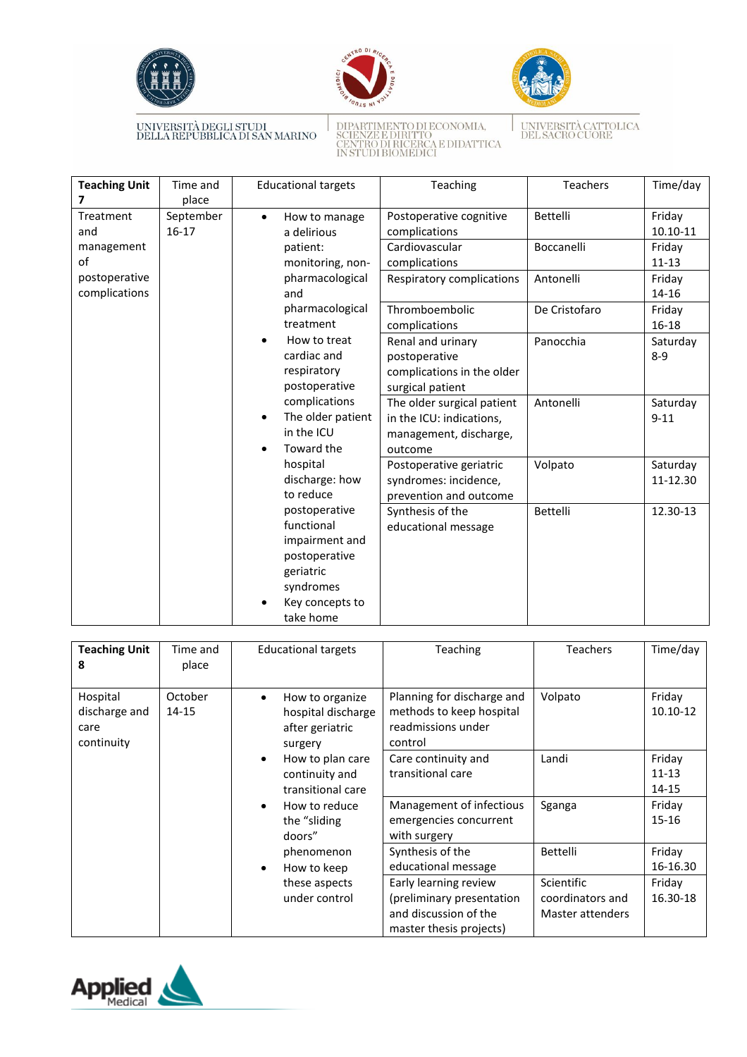| **Teaching Unit 7** | Time and place | Educational targets | Teaching | Teachers | Time/day |
|---|---|---|---|---|---|
| Treatment and management of postoperative complications | September 16-17 | • How to manage a delirious patient: monitoring, non-pharmacological and pharmacological treatment<br>• How to treat cardiac and respiratory postoperative complications<br>• The older patient in the ICU<br>• Toward the hospital discharge: how to reduce postoperative functional impairment and postoperative geriatric syndromes<br>• Key concepts to take home | Postoperative cognitive complications | Bettelli | Friday 10.10-11 |
| | | | Cardiovascular complications | Boccanelli | Friday 11-13 |
| | | | Respiratory complications | Antonelli | Friday 14-16 |
| | | | Thromboembolic complications | De Cristofaro | Friday 16-18 |
| | | | Renal and urinary postoperative complications in the older surgical patient | Panocchia | Saturday 8-9 |
| | | | The older surgical patient in the ICU: indications, management, discharge, outcome | Antonelli | Saturday 9-11 |
| | | | Postoperative geriatric syndromes: incidence, prevention and outcome | Volpato | Saturday 11-12.30 |
| | | | Synthesis of the educational message | Bettelli | 12.30-13 |

| **Teaching Unit 8** | Time and place | Educational targets | Teaching | Teachers | Time/day |
|---|---|---|---|---|---|
| Hospital discharge and care continuity | October 14-15 | • How to organize hospital discharge after geriatric surgery<br>• How to plan care continuity and transitional care<br>• How to reduce the "sliding doors" phenomenon<br>• How to keep these aspects under control | Planning for discharge and methods to keep hospital readmissions under control | Volpato | Friday 10.10-12 |
| | | | Care continuity and transitional care | Landi | Friday 11-13 14-15 |
| | | | Management of infectious emergencies concurrent with surgery | Sganga | Friday 15-16 |
| | | | Synthesis of the educational message | Bettelli | Friday 16-16.30 |
| | | | Early learning review (preliminary presentation and discussion of the master thesis projects) | Scientific coordinators and Master attenders | Friday 16.30-18 |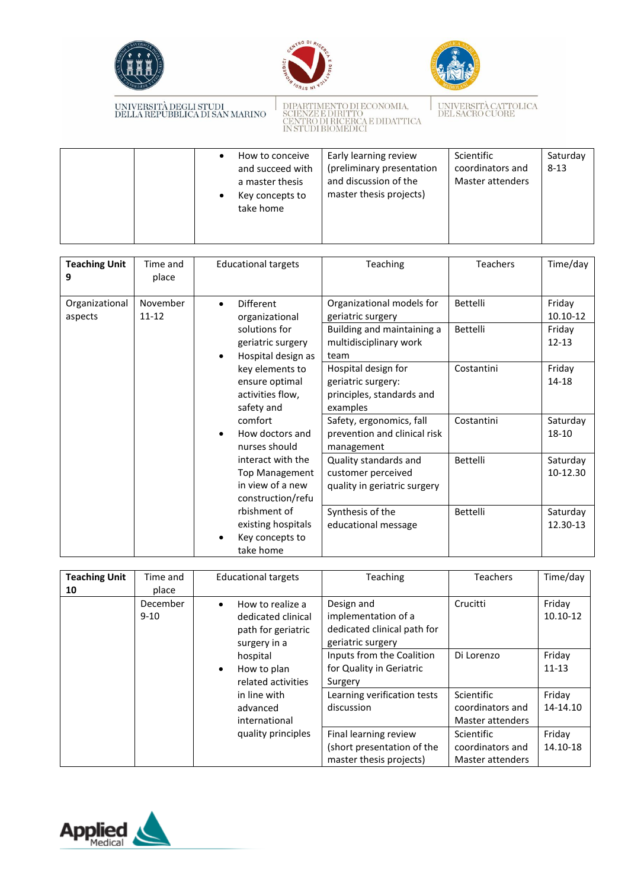| | | | | | |
|---|---|---|---|---|---|
| | | • How to conceive and succeed with a master thesis<br>• Key concepts to take home | Early learning review (preliminary presentation and discussion of the master thesis projects) | Scientific coordinators and Master attenders | Saturday 8-13 |

| **Teaching Unit 9** | Time and place | Educational targets | Teaching | Teachers | Time/day |
|---|---|---|---|---|---|
| Organizational aspects | November 11-12 | • Different organizational solutions for geriatric surgery<br>• Hospital design as key elements to ensure optimal activities flow, safety and comfort<br>• How doctors and nurses should interact with the Top Management in view of a new construction/refurbishment of existing hospitals<br>• Key concepts to take home | Organizational models for geriatric surgery | Bettelli | Friday 10.10-12 |
| | | | Building and maintaining a multidisciplinary work team | Bettelli | Friday 12-13 |
| | | | Hospital design for geriatric surgery: principles, standards and examples | Costantini | Friday 14-18 |
| | | | Safety, ergonomics, fall prevention and clinical risk management | Costantini | Saturday 18-10 |
| | | | Quality standards and customer perceived quality in geriatric surgery | Bettelli | Saturday 10-12.30 |
| | | | Synthesis of the educational message | Bettelli | Saturday 12.30-13 |

| **Teaching Unit 10** | Time and place | Educational targets | Teaching | Teachers | Time/day |
|---|---|---|---|---|---|
| | December 9-10 | • How to realize a dedicated clinical path for geriatric surgery in a hospital<br>• How to plan related activities in line with advanced international quality principles | Design and implementation of a dedicated clinical path for geriatric surgery | Crucitti | Friday 10.10-12 |
| | | | Inputs from the Coalition for Quality in Geriatric Surgery | Di Lorenzo | Friday 11-13 |
| | | | Learning verification tests discussion | Scientific coordinators and Master attenders | Friday 14-14.10 |
| | | | Final learning review (short presentation of the master thesis projects) | Scientific coordinators and Master attenders | Friday 14.10-18 |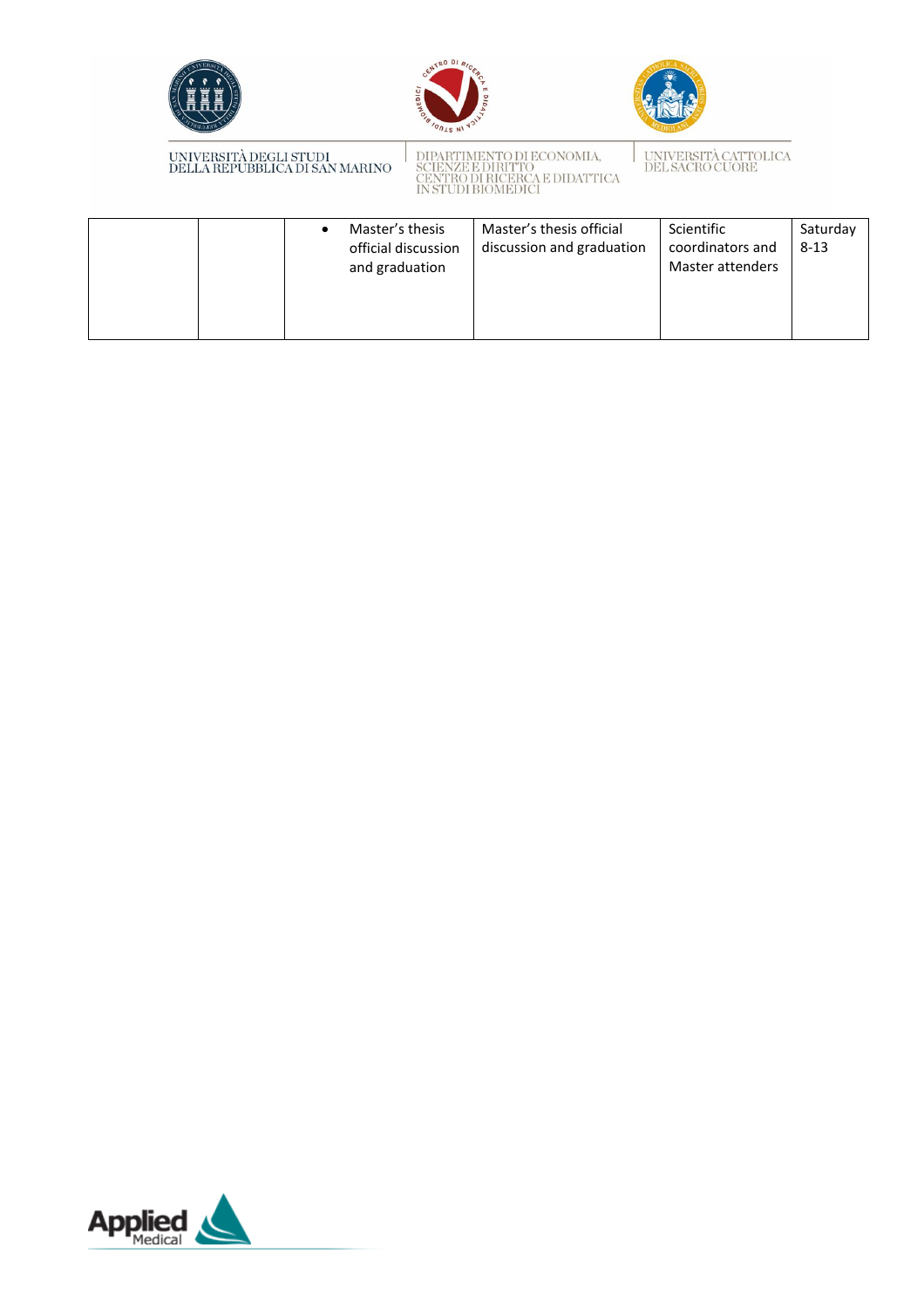| | | | | | |
|---|---|---|---|---|---|
| | | • Master's thesis official discussion and graduation | Master's thesis official discussion and graduation | Scientific coordinators and Master attenders | Saturday 8-13 |